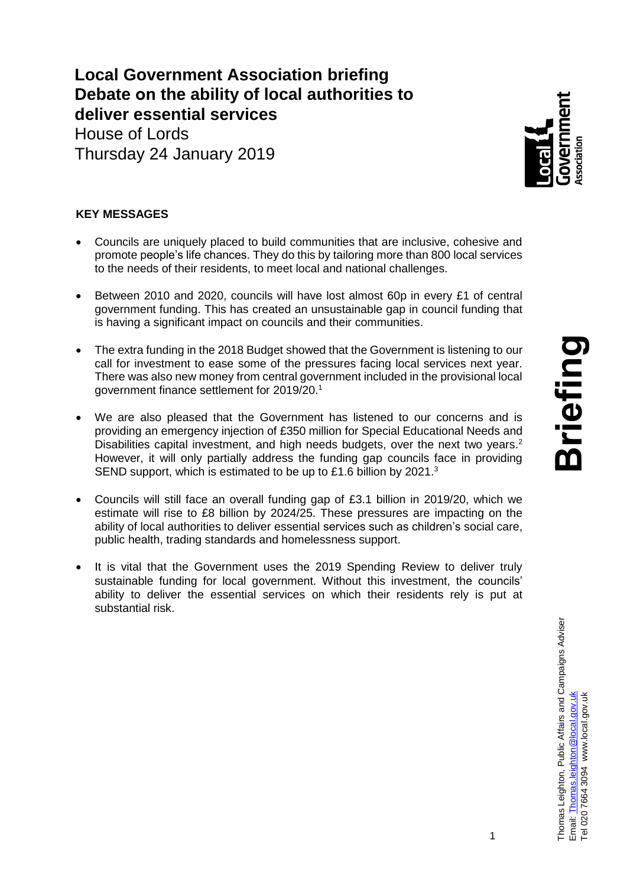# Local Government Association briefing
# Debate on the ability of local authorities to deliver essential services

House of Lords
Thursday 24 January 2019

**Briefing**

**KEY MESSAGES**

- Councils are uniquely placed to build communities that are inclusive, cohesive and promote people's life chances. They do this by tailoring more than 800 local services to the needs of their residents, to meet local and national challenges.
- Between 2010 and 2020, councils will have lost almost 60p in every £1 of central government funding. This has created an unsustainable gap in council funding that is having a significant impact on councils and their communities.
- The extra funding in the 2018 Budget showed that the Government is listening to our call for investment to ease some of the pressures facing local services next year. There was also new money from central government included in the provisional local government finance settlement for 2019/20.[1]
- We are also pleased that the Government has listened to our concerns and is providing an emergency injection of £350 million for Special Educational Needs and Disabilities capital investment, and high needs budgets, over the next two years.[2] However, it will only partially address the funding gap councils face in providing SEND support, which is estimated to be up to £1.6 billion by 2021.[3]
- Councils will still face an overall funding gap of £3.1 billion in 2019/20, which we estimate will rise to £8 billion by 2024/25. These pressures are impacting on the ability of local authorities to deliver essential services such as children's social care, public health, trading standards and homelessness support.
- It is vital that the Government uses the 2019 Spending Review to deliver truly sustainable funding for local government. Without this investment, the councils' ability to deliver the essential services on which their residents rely is put at substantial risk.

Thomas Leighton, Public Affairs and Campaigns Adviser
Email: Thomas.leighton@local.gov.uk
Tel 020 7664 3094 www.local.gov.uk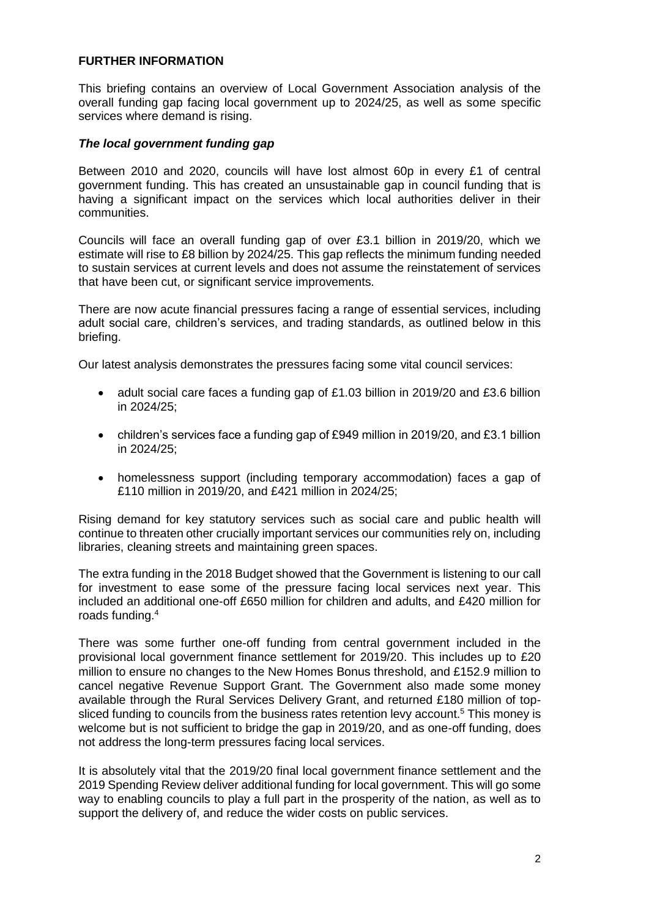## FURTHER INFORMATION

This briefing contains an overview of Local Government Association analysis of the overall funding gap facing local government up to 2024/25, as well as some specific services where demand is rising.

### *The local government funding gap*

Between 2010 and 2020, councils will have lost almost 60p in every £1 of central government funding. This has created an unsustainable gap in council funding that is having a significant impact on the services which local authorities deliver in their communities.

Councils will face an overall funding gap of over £3.1 billion in 2019/20, which we estimate will rise to £8 billion by 2024/25. This gap reflects the minimum funding needed to sustain services at current levels and does not assume the reinstatement of services that have been cut, or significant service improvements.

There are now acute financial pressures facing a range of essential services, including adult social care, children's services, and trading standards, as outlined below in this briefing.

Our latest analysis demonstrates the pressures facing some vital council services:

- adult social care faces a funding gap of £1.03 billion in 2019/20 and £3.6 billion in 2024/25;
- children's services face a funding gap of £949 million in 2019/20, and £3.1 billion in 2024/25;
- homelessness support (including temporary accommodation) faces a gap of £110 million in 2019/20, and £421 million in 2024/25;

Rising demand for key statutory services such as social care and public health will continue to threaten other crucially important services our communities rely on, including libraries, cleaning streets and maintaining green spaces.

The extra funding in the 2018 Budget showed that the Government is listening to our call for investment to ease some of the pressure facing local services next year. This included an additional one-off £650 million for children and adults, and £420 million for roads funding.[4]

There was some further one-off funding from central government included in the provisional local government finance settlement for 2019/20. This includes up to £20 million to ensure no changes to the New Homes Bonus threshold, and £152.9 million to cancel negative Revenue Support Grant. The Government also made some money available through the Rural Services Delivery Grant, and returned £180 million of top-sliced funding to councils from the business rates retention levy account.[5] This money is welcome but is not sufficient to bridge the gap in 2019/20, and as one-off funding, does not address the long-term pressures facing local services.

It is absolutely vital that the 2019/20 final local government finance settlement and the 2019 Spending Review deliver additional funding for local government. This will go some way to enabling councils to play a full part in the prosperity of the nation, as well as to support the delivery of, and reduce the wider costs on public services.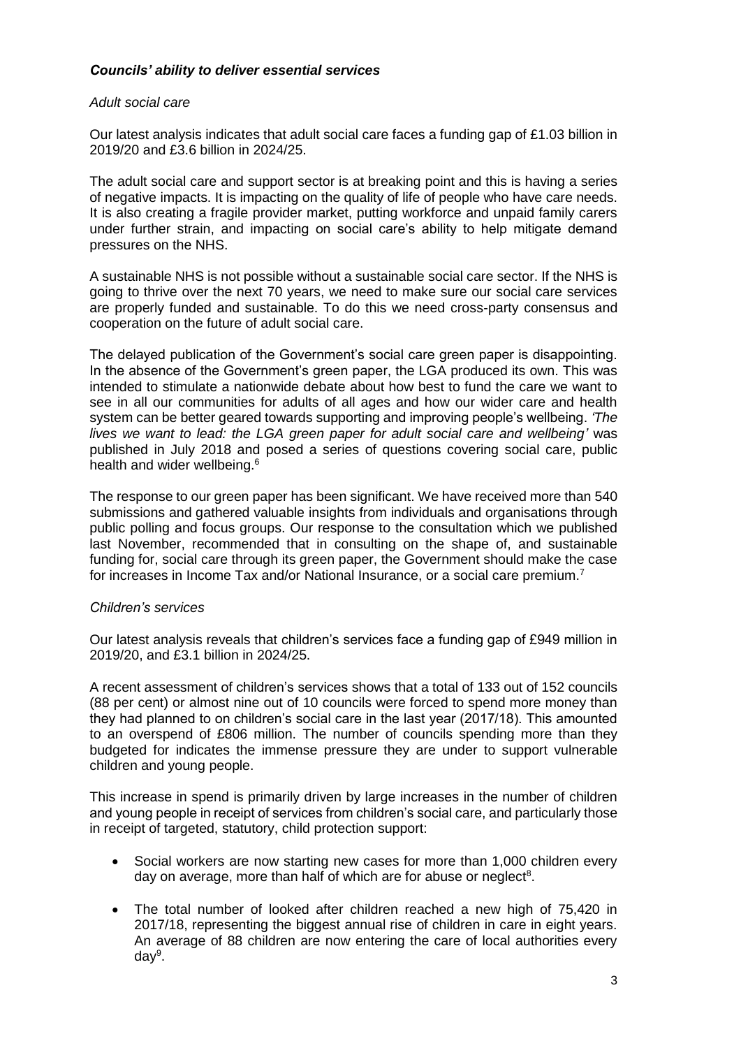### *Councils' ability to deliver essential services*

*Adult social care*

Our latest analysis indicates that adult social care faces a funding gap of £1.03 billion in 2019/20 and £3.6 billion in 2024/25.

The adult social care and support sector is at breaking point and this is having a series of negative impacts. It is impacting on the quality of life of people who have care needs. It is also creating a fragile provider market, putting workforce and unpaid family carers under further strain, and impacting on social care's ability to help mitigate demand pressures on the NHS.

A sustainable NHS is not possible without a sustainable social care sector. If the NHS is going to thrive over the next 70 years, we need to make sure our social care services are properly funded and sustainable. To do this we need cross-party consensus and cooperation on the future of adult social care.

The delayed publication of the Government's social care green paper is disappointing. In the absence of the Government's green paper, the LGA produced its own. This was intended to stimulate a nationwide debate about how best to fund the care we want to see in all our communities for adults of all ages and how our wider care and health system can be better geared towards supporting and improving people's wellbeing. *'The lives we want to lead: the LGA green paper for adult social care and wellbeing'* was published in July 2018 and posed a series of questions covering social care, public health and wider wellbeing.[6]

The response to our green paper has been significant. We have received more than 540 submissions and gathered valuable insights from individuals and organisations through public polling and focus groups. Our response to the consultation which we published last November, recommended that in consulting on the shape of, and sustainable funding for, social care through its green paper, the Government should make the case for increases in Income Tax and/or National Insurance, or a social care premium.[7]

*Children's services*

Our latest analysis reveals that children's services face a funding gap of £949 million in 2019/20, and £3.1 billion in 2024/25.

A recent assessment of children's services shows that a total of 133 out of 152 councils (88 per cent) or almost nine out of 10 councils were forced to spend more money than they had planned to on children's social care in the last year (2017/18). This amounted to an overspend of £806 million. The number of councils spending more than they budgeted for indicates the immense pressure they are under to support vulnerable children and young people.

This increase in spend is primarily driven by large increases in the number of children and young people in receipt of services from children's social care, and particularly those in receipt of targeted, statutory, child protection support:

- Social workers are now starting new cases for more than 1,000 children every day on average, more than half of which are for abuse or neglect[8].

- The total number of looked after children reached a new high of 75,420 in 2017/18, representing the biggest annual rise of children in care in eight years. An average of 88 children are now entering the care of local authorities every day[9].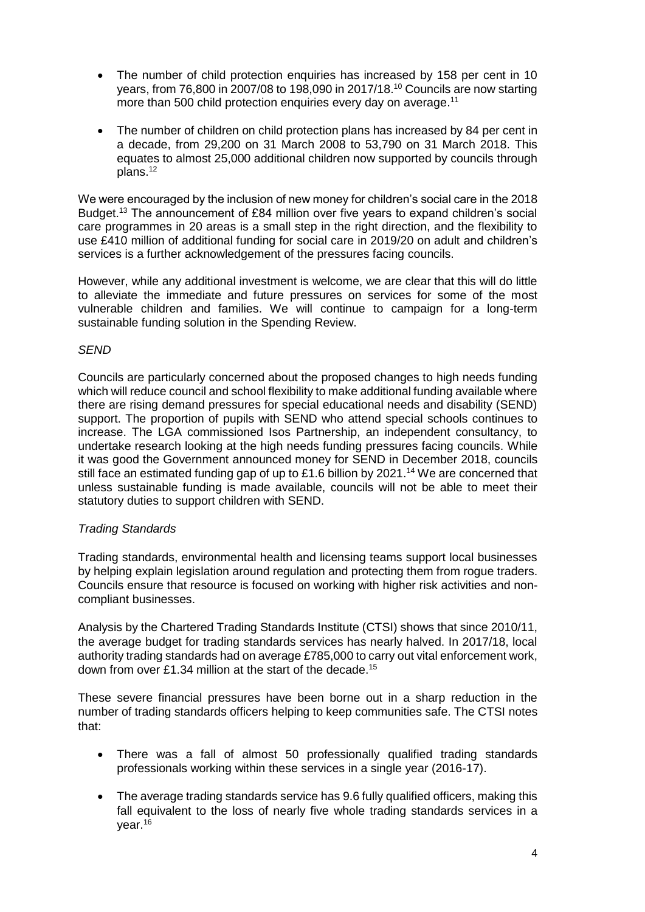- The number of child protection enquiries has increased by 158 per cent in 10 years, from 76,800 in 2007/08 to 198,090 in 2017/18.[10] Councils are now starting more than 500 child protection enquiries every day on average.[11]

- The number of children on child protection plans has increased by 84 per cent in a decade, from 29,200 on 31 March 2008 to 53,790 on 31 March 2018. This equates to almost 25,000 additional children now supported by councils through plans.[12]

We were encouraged by the inclusion of new money for children's social care in the 2018 Budget.[13] The announcement of £84 million over five years to expand children's social care programmes in 20 areas is a small step in the right direction, and the flexibility to use £410 million of additional funding for social care in 2019/20 on adult and children's services is a further acknowledgement of the pressures facing councils.

However, while any additional investment is welcome, we are clear that this will do little to alleviate the immediate and future pressures on services for some of the most vulnerable children and families. We will continue to campaign for a long-term sustainable funding solution in the Spending Review.

*SEND*

Councils are particularly concerned about the proposed changes to high needs funding which will reduce council and school flexibility to make additional funding available where there are rising demand pressures for special educational needs and disability (SEND) support. The proportion of pupils with SEND who attend special schools continues to increase. The LGA commissioned Isos Partnership, an independent consultancy, to undertake research looking at the high needs funding pressures facing councils. While it was good the Government announced money for SEND in December 2018, councils still face an estimated funding gap of up to £1.6 billion by 2021.[14] We are concerned that unless sustainable funding is made available, councils will not be able to meet their statutory duties to support children with SEND.

*Trading Standards*

Trading standards, environmental health and licensing teams support local businesses by helping explain legislation around regulation and protecting them from rogue traders. Councils ensure that resource is focused on working with higher risk activities and non-compliant businesses.

Analysis by the Chartered Trading Standards Institute (CTSI) shows that since 2010/11, the average budget for trading standards services has nearly halved. In 2017/18, local authority trading standards had on average £785,000 to carry out vital enforcement work, down from over £1.34 million at the start of the decade.[15]

These severe financial pressures have been borne out in a sharp reduction in the number of trading standards officers helping to keep communities safe. The CTSI notes that:

- There was a fall of almost 50 professionally qualified trading standards professionals working within these services in a single year (2016-17).

- The average trading standards service has 9.6 fully qualified officers, making this fall equivalent to the loss of nearly five whole trading standards services in a year.[16]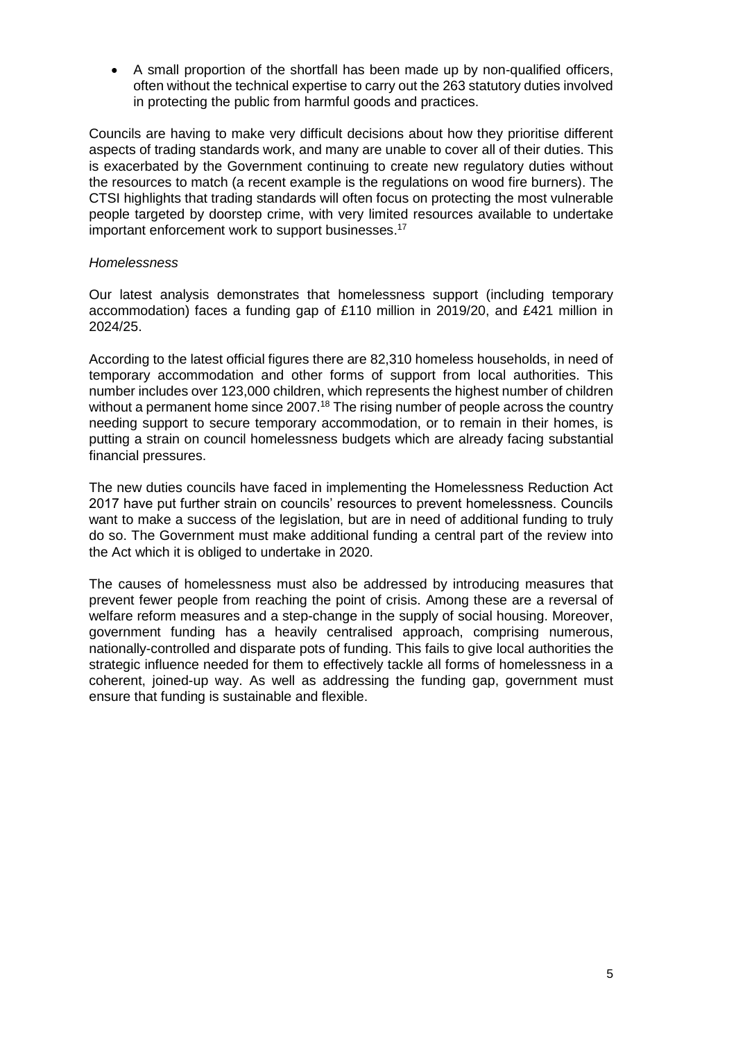- A small proportion of the shortfall has been made up by non-qualified officers, often without the technical expertise to carry out the 263 statutory duties involved in protecting the public from harmful goods and practices.

Councils are having to make very difficult decisions about how they prioritise different aspects of trading standards work, and many are unable to cover all of their duties. This is exacerbated by the Government continuing to create new regulatory duties without the resources to match (a recent example is the regulations on wood fire burners). The CTSI highlights that trading standards will often focus on protecting the most vulnerable people targeted by doorstep crime, with very limited resources available to undertake important enforcement work to support businesses.[17]

*Homelessness*

Our latest analysis demonstrates that homelessness support (including temporary accommodation) faces a funding gap of £110 million in 2019/20, and £421 million in 2024/25.

According to the latest official figures there are 82,310 homeless households, in need of temporary accommodation and other forms of support from local authorities. This number includes over 123,000 children, which represents the highest number of children without a permanent home since 2007.[18] The rising number of people across the country needing support to secure temporary accommodation, or to remain in their homes, is putting a strain on council homelessness budgets which are already facing substantial financial pressures.

The new duties councils have faced in implementing the Homelessness Reduction Act 2017 have put further strain on councils' resources to prevent homelessness. Councils want to make a success of the legislation, but are in need of additional funding to truly do so. The Government must make additional funding a central part of the review into the Act which it is obliged to undertake in 2020.

The causes of homelessness must also be addressed by introducing measures that prevent fewer people from reaching the point of crisis. Among these are a reversal of welfare reform measures and a step-change in the supply of social housing. Moreover, government funding has a heavily centralised approach, comprising numerous, nationally-controlled and disparate pots of funding. This fails to give local authorities the strategic influence needed for them to effectively tackle all forms of homelessness in a coherent, joined-up way. As well as addressing the funding gap, government must ensure that funding is sustainable and flexible.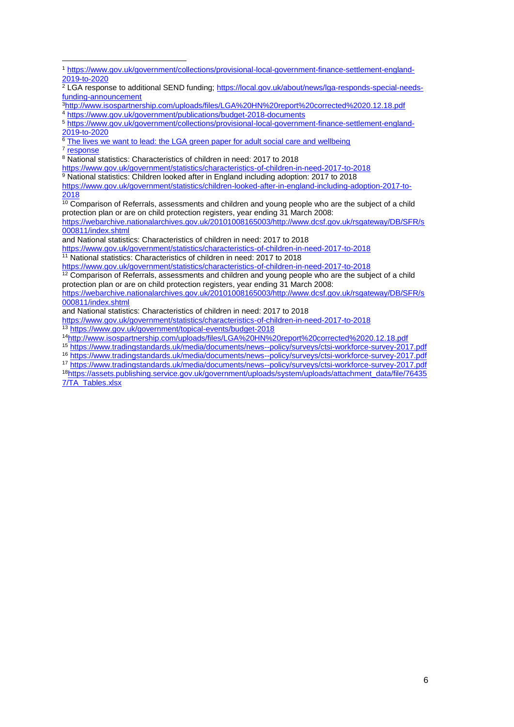[1] https://www.gov.uk/government/collections/provisional-local-government-finance-settlement-england-2019-to-2020

[2] LGA response to additional SEND funding; https://local.gov.uk/about/news/lga-responds-special-needs-funding-announcement

[3] http://www.isospartnership.com/uploads/files/LGA%20HN%20report%20corrected%2020.12.18.pdf

[4] https://www.gov.uk/government/publications/budget-2018-documents

[5] https://www.gov.uk/government/collections/provisional-local-government-finance-settlement-england-2019-to-2020

[6] The lives we want to lead: the LGA green paper for adult social care and wellbeing

[7] response

[8] National statistics: Characteristics of children in need: 2017 to 2018 https://www.gov.uk/government/statistics/characteristics-of-children-in-need-2017-to-2018

[9] National statistics: Children looked after in England including adoption: 2017 to 2018 https://www.gov.uk/government/statistics/children-looked-after-in-england-including-adoption-2017-to-2018

[10] Comparison of Referrals, assessments and children and young people who are the subject of a child protection plan or are on child protection registers, year ending 31 March 2008: https://webarchive.nationalarchives.gov.uk/20101008165003/http://www.dcsf.gov.uk/rsgateway/DB/SFR/s000811/index.shtml
and National statistics: Characteristics of children in need: 2017 to 2018 https://www.gov.uk/government/statistics/characteristics-of-children-in-need-2017-to-2018

[11] National statistics: Characteristics of children in need: 2017 to 2018 https://www.gov.uk/government/statistics/characteristics-of-children-in-need-2017-to-2018

[12] Comparison of Referrals, assessments and children and young people who are the subject of a child protection plan or are on child protection registers, year ending 31 March 2008: https://webarchive.nationalarchives.gov.uk/20101008165003/http://www.dcsf.gov.uk/rsgateway/DB/SFR/s000811/index.shtml
and National statistics: Characteristics of children in need: 2017 to 2018 https://www.gov.uk/government/statistics/characteristics-of-children-in-need-2017-to-2018

[13] https://www.gov.uk/government/topical-events/budget-2018

[14] http://www.isospartnership.com/uploads/files/LGA%20HN%20report%20corrected%2020.12.18.pdf

[15] https://www.tradingstandards.uk/media/documents/news--policy/surveys/ctsi-workforce-survey-2017.pdf

[16] https://www.tradingstandards.uk/media/documents/news--policy/surveys/ctsi-workforce-survey-2017.pdf

[17] https://www.tradingstandards.uk/media/documents/news--policy/surveys/ctsi-workforce-survey-2017.pdf

[18] https://assets.publishing.service.gov.uk/government/uploads/system/uploads/attachment_data/file/764357/TA_Tables.xlsx